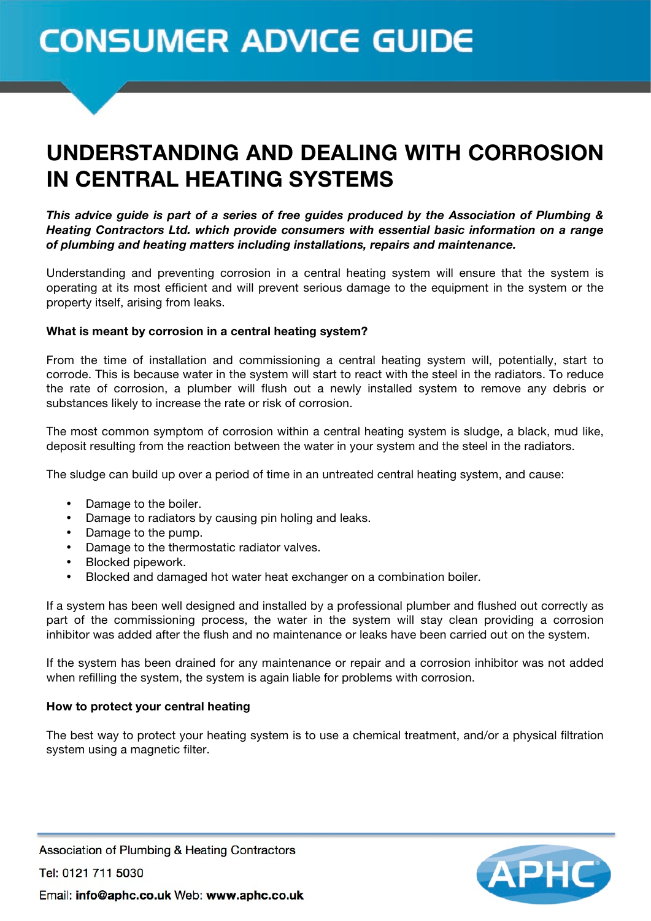# CONSUMER ADVICE GUIDE

## UNDERSTANDING AND DEALING WITH CORROSION IN CENTRAL HEATING SYSTEMS

***This advice guide is part of a series of free guides produced by the Association of Plumbing & Heating Contractors Ltd. which provide consumers with essential basic information on a range of plumbing and heating matters including installations, repairs and maintenance.***

Understanding and preventing corrosion in a central heating system will ensure that the system is operating at its most efficient and will prevent serious damage to the equipment in the system or the property itself, arising from leaks.

**What is meant by corrosion in a central heating system?**

From the time of installation and commissioning a central heating system will, potentially, start to corrode. This is because water in the system will start to react with the steel in the radiators. To reduce the rate of corrosion, a plumber will flush out a newly installed system to remove any debris or substances likely to increase the rate or risk of corrosion.

The most common symptom of corrosion within a central heating system is sludge, a black, mud like, deposit resulting from the reaction between the water in your system and the steel in the radiators.

The sludge can build up over a period of time in an untreated central heating system, and cause:

- Damage to the boiler.
- Damage to radiators by causing pin holing and leaks.
- Damage to the pump.
- Damage to the thermostatic radiator valves.
- Blocked pipework.
- Blocked and damaged hot water heat exchanger on a combination boiler.

If a system has been well designed and installed by a professional plumber and flushed out correctly as part of the commissioning process, the water in the system will stay clean providing a corrosion inhibitor was added after the flush and no maintenance or leaks have been carried out on the system.

If the system has been drained for any maintenance or repair and a corrosion inhibitor was not added when refilling the system, the system is again liable for problems with corrosion.

**How to protect your central heating**

The best way to protect your heating system is to use a chemical treatment, and/or a physical filtration system using a magnetic filter.

Association of Plumbing & Heating Contractors

Tel: 0121 711 5030

Email: **info@aphc.co.uk** Web: **www.aphc.co.uk**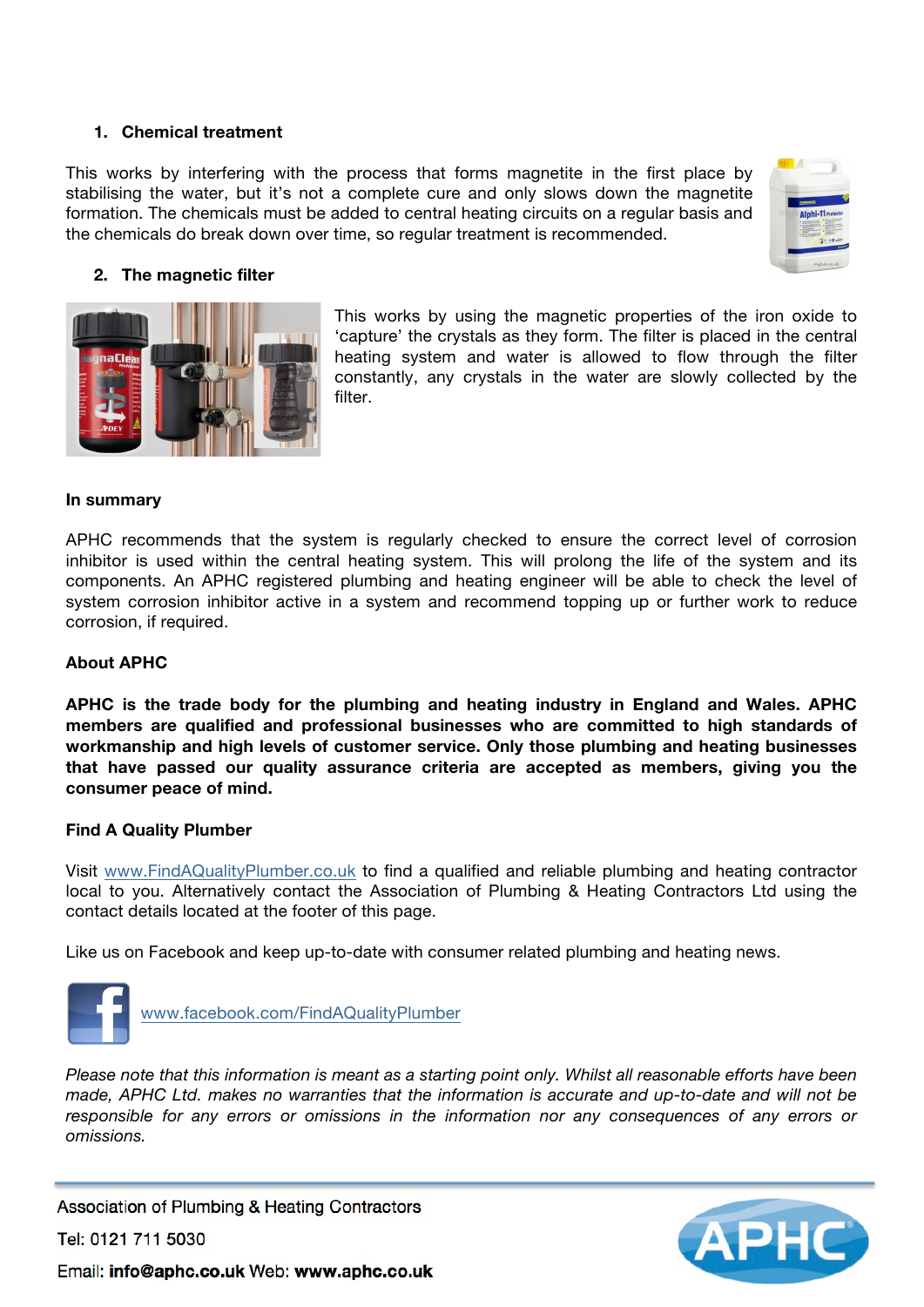1. **Chemical treatment**

This works by interfering with the process that forms magnetite in the first place by stabilising the water, but it's not a complete cure and only slows down the magnetite formation. The chemicals must be added to central heating circuits on a regular basis and the chemicals do break down over time, so regular treatment is recommended.

2. **The magnetic filter**

This works by using the magnetic properties of the iron oxide to 'capture' the crystals as they form. The filter is placed in the central heating system and water is allowed to flow through the filter constantly, any crystals in the water are slowly collected by the filter.

**In summary**

APHC recommends that the system is regularly checked to ensure the correct level of corrosion inhibitor is used within the central heating system. This will prolong the life of the system and its components. An APHC registered plumbing and heating engineer will be able to check the level of system corrosion inhibitor active in a system and recommend topping up or further work to reduce corrosion, if required.

**About APHC**

**APHC is the trade body for the plumbing and heating industry in England and Wales. APHC members are qualified and professional businesses who are committed to high standards of workmanship and high levels of customer service. Only those plumbing and heating businesses that have passed our quality assurance criteria are accepted as members, giving you the consumer peace of mind.**

**Find A Quality Plumber**

Visit www.FindAQualityPlumber.co.uk to find a qualified and reliable plumbing and heating contractor local to you. Alternatively contact the Association of Plumbing & Heating Contractors Ltd using the contact details located at the footer of this page.

Like us on Facebook and keep up-to-date with consumer related plumbing and heating news.

www.facebook.com/FindAQualityPlumber

*Please note that this information is meant as a starting point only. Whilst all reasonable efforts have been made, APHC Ltd. makes no warranties that the information is accurate and up-to-date and will not be responsible for any errors or omissions in the information nor any consequences of any errors or omissions.*

Association of Plumbing & Heating Contractors

Tel: 0121 711 5030

Email: **info@aphc.co.uk** Web: **www.aphc.co.uk**